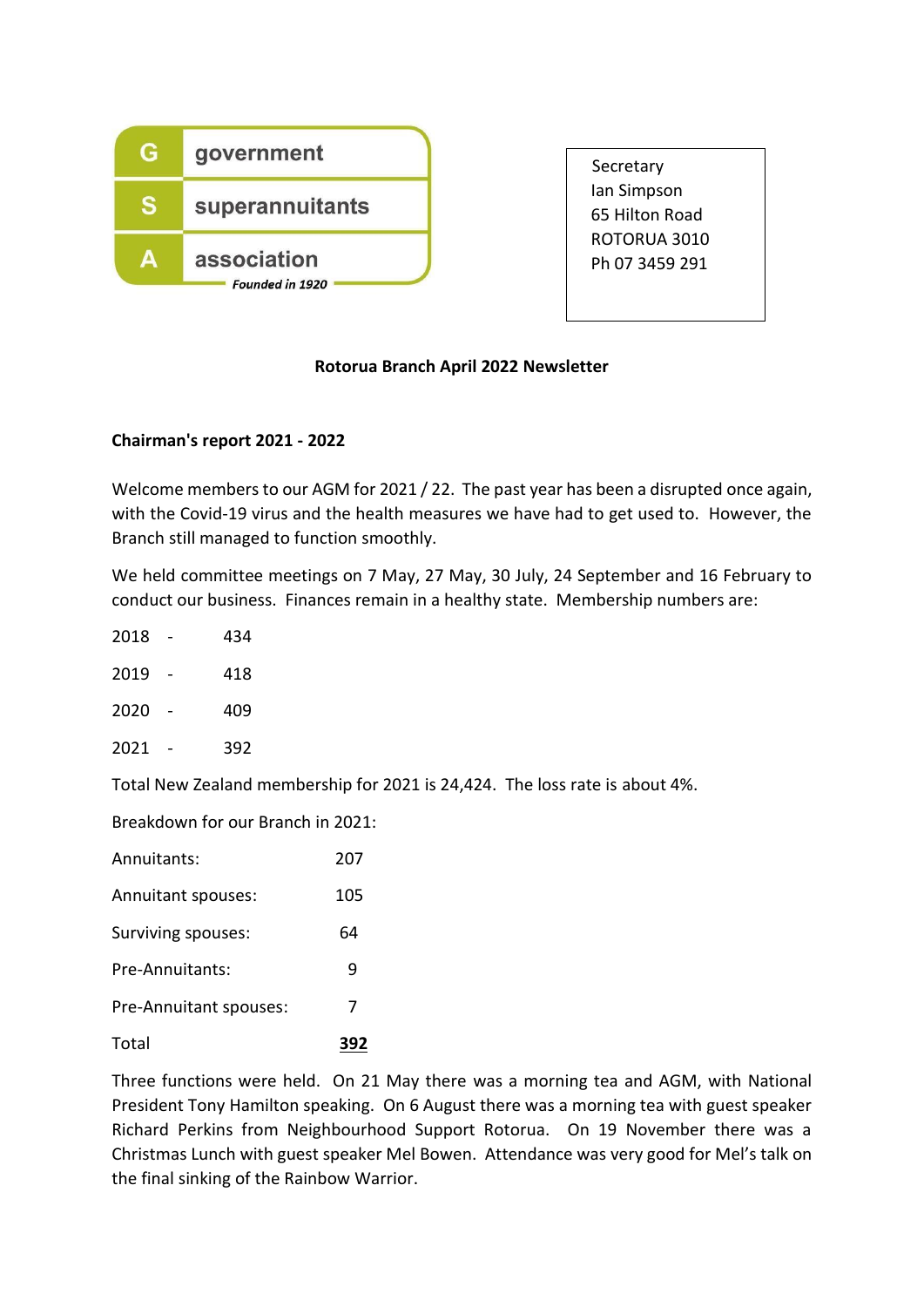government
superannuitants
association
*Founded in 1920*

Secretary
Ian Simpson
65 Hilton Road
ROTORUA 3010
Ph 07 3459 291

**Rotorua Branch April 2022 Newsletter**

**Chairman's report 2021 - 2022**

Welcome members to our AGM for 2021 / 22. The past year has been a disrupted once again, with the Covid-19 virus and the health measures we have had to get used to. However, the Branch still managed to function smoothly.

We held committee meetings on 7 May, 27 May, 30 July, 24 September and 16 February to conduct our business. Finances remain in a healthy state. Membership numbers are:

2018 - 434

2019 - 418

2020 - 409

2021 - 392

Total New Zealand membership for 2021 is 24,424. The loss rate is about 4%.

Breakdown for our Branch in 2021:

| | |
|---|---|
| Annuitants: | 207 |
| Annuitant spouses: | 105 |
| Surviving spouses: | 64 |
| Pre-Annuitants: | 9 |
| Pre-Annuitant spouses: | 7 |
| Total | **392** |

Three functions were held. On 21 May there was a morning tea and AGM, with National President Tony Hamilton speaking. On 6 August there was a morning tea with guest speaker Richard Perkins from Neighbourhood Support Rotorua. On 19 November there was a Christmas Lunch with guest speaker Mel Bowen. Attendance was very good for Mel's talk on the final sinking of the Rainbow Warrior.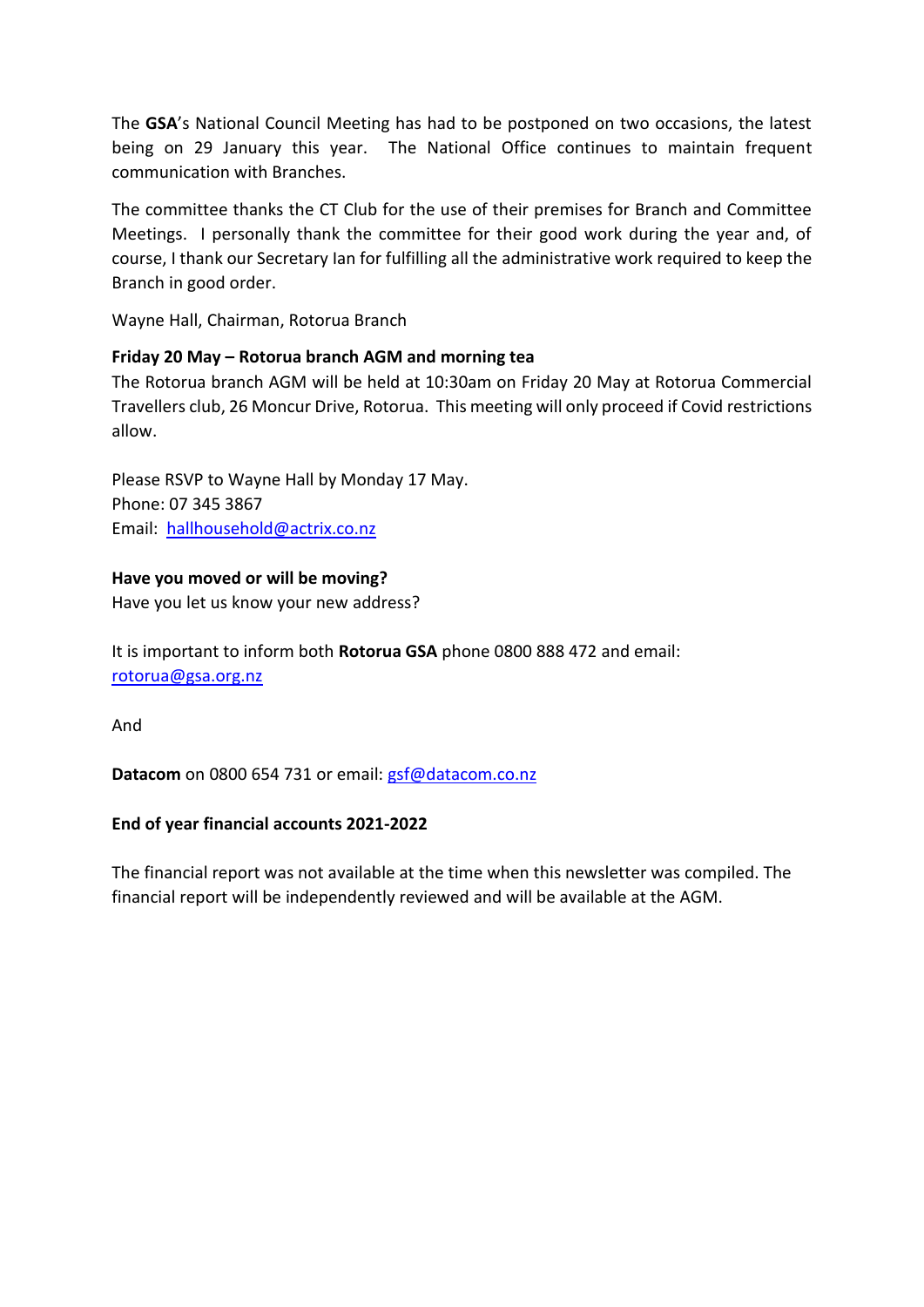The **GSA**'s National Council Meeting has had to be postponed on two occasions, the latest being on 29 January this year. The National Office continues to maintain frequent communication with Branches.

The committee thanks the CT Club for the use of their premises for Branch and Committee Meetings. I personally thank the committee for their good work during the year and, of course, I thank our Secretary Ian for fulfilling all the administrative work required to keep the Branch in good order.

Wayne Hall, Chairman, Rotorua Branch

**Friday 20 May – Rotorua branch AGM and morning tea**

The Rotorua branch AGM will be held at 10:30am on Friday 20 May at Rotorua Commercial Travellers club, 26 Moncur Drive, Rotorua. This meeting will only proceed if Covid restrictions allow.

Please RSVP to Wayne Hall by Monday 17 May.
Phone: 07 345 3867
Email: hallhousehold@actrix.co.nz

**Have you moved or will be moving?**

Have you let us know your new address?

It is important to inform both **Rotorua GSA** phone 0800 888 472 and email: rotorua@gsa.org.nz

And

**Datacom** on 0800 654 731 or email: gsf@datacom.co.nz

**End of year financial accounts 2021-2022**

The financial report was not available at the time when this newsletter was compiled. The financial report will be independently reviewed and will be available at the AGM.